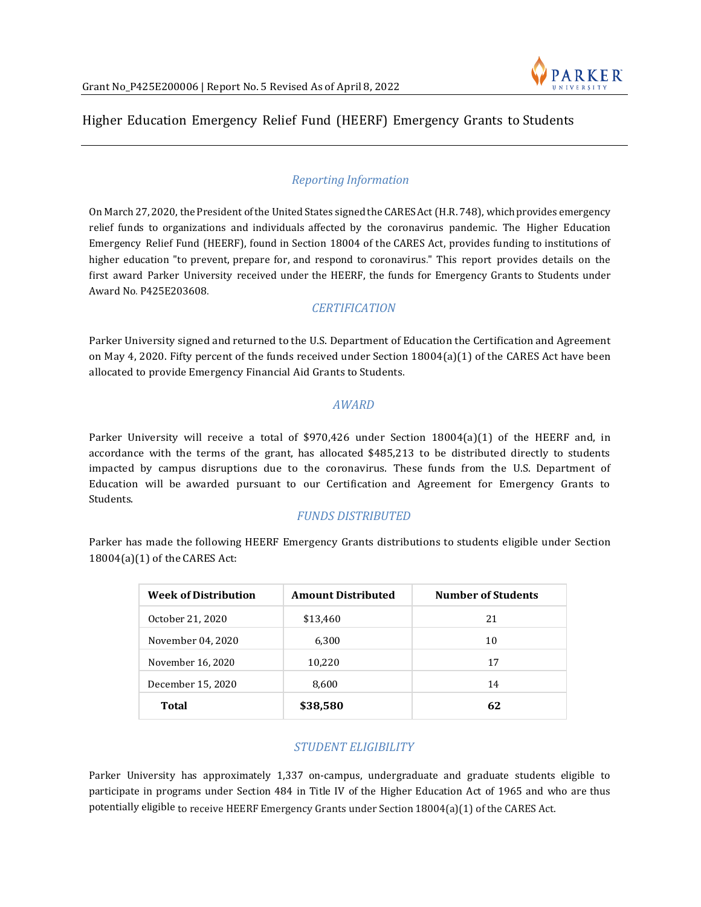Grant No_P425E200006 | Report No. 5 Revised As of April 8, 2022

# Higher Education Emergency Relief Fund (HEERF) Emergency Grants to Students

## *Reporting Information*

On March 27, 2020, the President of the United States signed the CARES Act (H.R. 748), which provides emergency relief funds to organizations and individuals affected by the coronavirus pandemic. The Higher Education Emergency Relief Fund (HEERF), found in Section 18004 of the CARES Act, provides funding to institutions of higher education "to prevent, prepare for, and respond to coronavirus." This report provides details on the first award Parker University received under the HEERF, the funds for Emergency Grants to Students under Award No. P425E203608.

## *CERTIFICATION*

Parker University signed and returned to the U.S. Department of Education the Certification and Agreement on May 4, 2020. Fifty percent of the funds received under Section 18004(a)(1) of the CARES Act have been allocated to provide Emergency Financial Aid Grants to Students.

## *AWARD*

Parker University will receive a total of $970,426 under Section 18004(a)(1) of the HEERF and, in accordance with the terms of the grant, has allocated $485,213 to be distributed directly to students impacted by campus disruptions due to the coronavirus. These funds from the U.S. Department of Education will be awarded pursuant to our Certification and Agreement for Emergency Grants to Students.

## *FUNDS DISTRIBUTED*

Parker has made the following HEERF Emergency Grants distributions to students eligible under Section 18004(a)(1) of the CARES Act:

| Week of Distribution | Amount Distributed | Number of Students |
|---|---|---|
| October 21, 2020 | $13,460 | 21 |
| November 04, 2020 | 6,300 | 10 |
| November 16, 2020 | 10,220 | 17 |
| December 15, 2020 | 8,600 | 14 |
| **Total** | **$38,580** | **62** |

## *STUDENT ELIGIBILITY*

Parker University has approximately 1,337 on-campus, undergraduate and graduate students eligible to participate in programs under Section 484 in Title IV of the Higher Education Act of 1965 and who are thus potentially eligible to receive HEERF Emergency Grants under Section 18004(a)(1) of the CARES Act.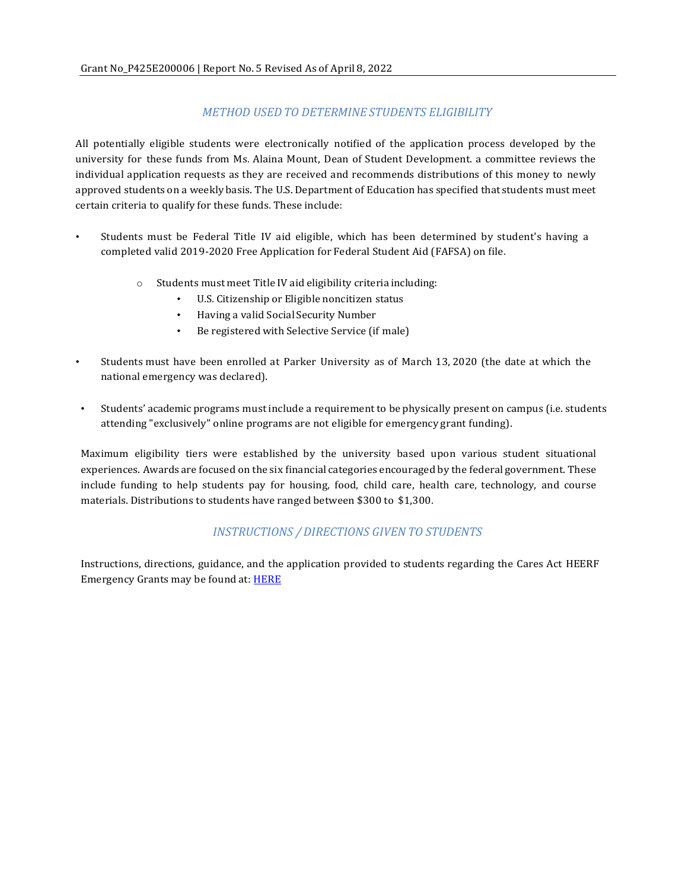## *METHOD USED TO DETERMINE STUDENTS ELIGIBILITY*

All potentially eligible students were electronically notified of the application process developed by the university for these funds from Ms. Alaina Mount, Dean of Student Development. a committee reviews the individual application requests as they are received and recommends distributions of this money to newly approved students on a weekly basis. The U.S. Department of Education has specified that students must meet certain criteria to qualify for these funds. These include:

- Students must be Federal Title IV aid eligible, which has been determined by student's having a completed valid 2019-2020 Free Application for Federal Student Aid (FAFSA) on file.
    - Students must meet Title IV aid eligibility criteria including:
        - U.S. Citizenship or Eligible noncitizen status
        - Having a valid Social Security Number
        - Be registered with Selective Service (if male)
- Students must have been enrolled at Parker University as of March 13, 2020 (the date at which the national emergency was declared).
- Students' academic programs must include a requirement to be physically present on campus (i.e. students attending "exclusively" online programs are not eligible for emergency grant funding).

Maximum eligibility tiers were established by the university based upon various student situational experiences. Awards are focused on the six financial categories encouraged by the federal government. These include funding to help students pay for housing, food, child care, health care, technology, and course materials. Distributions to students have ranged between $300 to $1,300.

## *INSTRUCTIONS / DIRECTIONS GIVEN TO STUDENTS*

Instructions, directions, guidance, and the application provided to students regarding the Cares Act HEERF Emergency Grants may be found at: HERE